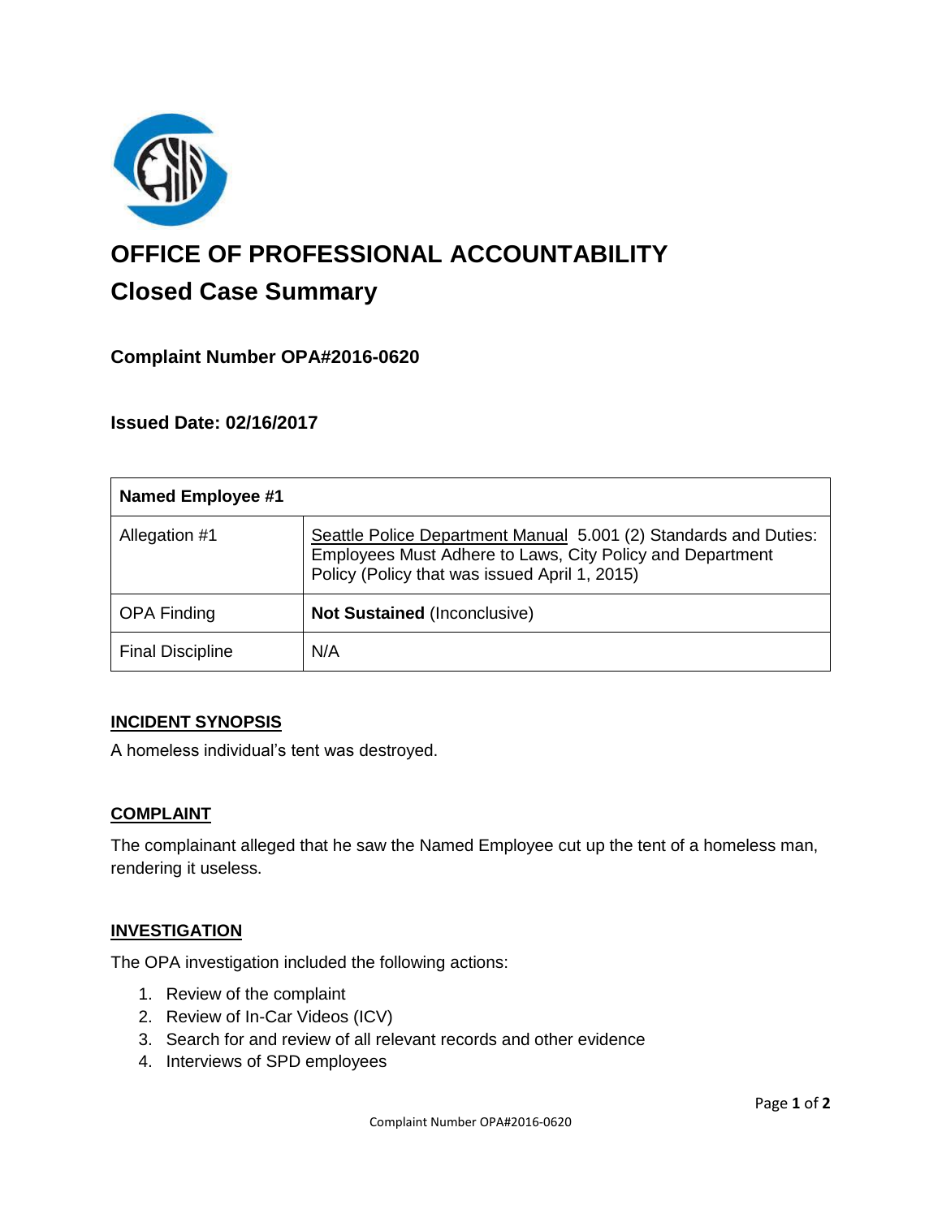# OFFICE OF PROFESSIONAL ACCOUNTABILITY

## Closed Case Summary

### Complaint Number OPA#2016-0620

### Issued Date: 02/16/2017

| Named Employee #1 | |
|---|---|
| Allegation #1 | Seattle Police Department Manual 5.001 (2) Standards and Duties: Employees Must Adhere to Laws, City Policy and Department Policy (Policy that was issued April 1, 2015) |
| OPA Finding | **Not Sustained** (Inconclusive) |
| Final Discipline | N/A |

#### INCIDENT SYNOPSIS

A homeless individual's tent was destroyed.

#### COMPLAINT

The complainant alleged that he saw the Named Employee cut up the tent of a homeless man, rendering it useless.

#### INVESTIGATION

The OPA investigation included the following actions:

1. Review of the complaint
2. Review of In-Car Videos (ICV)
3. Search for and review of all relevant records and other evidence
4. Interviews of SPD employees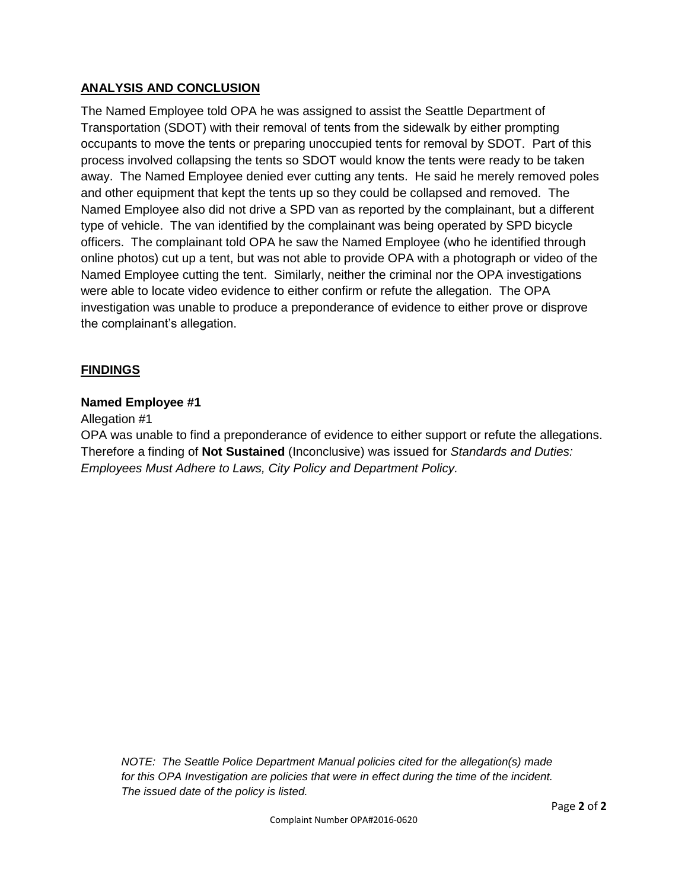## ANALYSIS AND CONCLUSION

The Named Employee told OPA he was assigned to assist the Seattle Department of Transportation (SDOT) with their removal of tents from the sidewalk by either prompting occupants to move the tents or preparing unoccupied tents for removal by SDOT. Part of this process involved collapsing the tents so SDOT would know the tents were ready to be taken away. The Named Employee denied ever cutting any tents. He said he merely removed poles and other equipment that kept the tents up so they could be collapsed and removed. The Named Employee also did not drive a SPD van as reported by the complainant, but a different type of vehicle. The van identified by the complainant was being operated by SPD bicycle officers. The complainant told OPA he saw the Named Employee (who he identified through online photos) cut up a tent, but was not able to provide OPA with a photograph or video of the Named Employee cutting the tent. Similarly, neither the criminal nor the OPA investigations were able to locate video evidence to either confirm or refute the allegation. The OPA investigation was unable to produce a preponderance of evidence to either prove or disprove the complainant's allegation.

## FINDINGS

**Named Employee #1**

Allegation #1

OPA was unable to find a preponderance of evidence to either support or refute the allegations. Therefore a finding of **Not Sustained** (Inconclusive) was issued for *Standards and Duties: Employees Must Adhere to Laws, City Policy and Department Policy.*

*NOTE: The Seattle Police Department Manual policies cited for the allegation(s) made for this OPA Investigation are policies that were in effect during the time of the incident. The issued date of the policy is listed.*

Complaint Number OPA#2016-0620